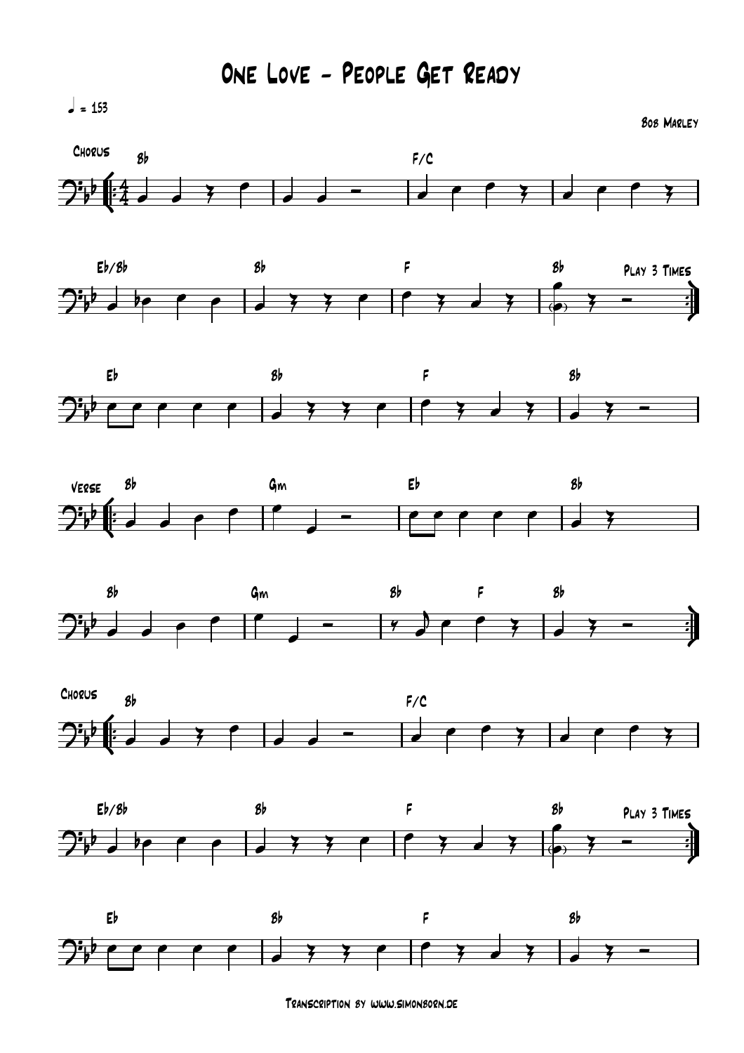# One Love - People Get Ready

♩ = 153

Bob Marley

Chorus

Bb F/C

Eb/Bb Bb F Bb Play 3 Times

Eb Bb F Bb

Verse Bb Gm Eb Bb

Bb Gm Bb F Bb

Chorus Bb F/C

Eb/Bb Bb F Bb Play 3 Times

Eb Bb F Bb

Transcription by www.simonborn.de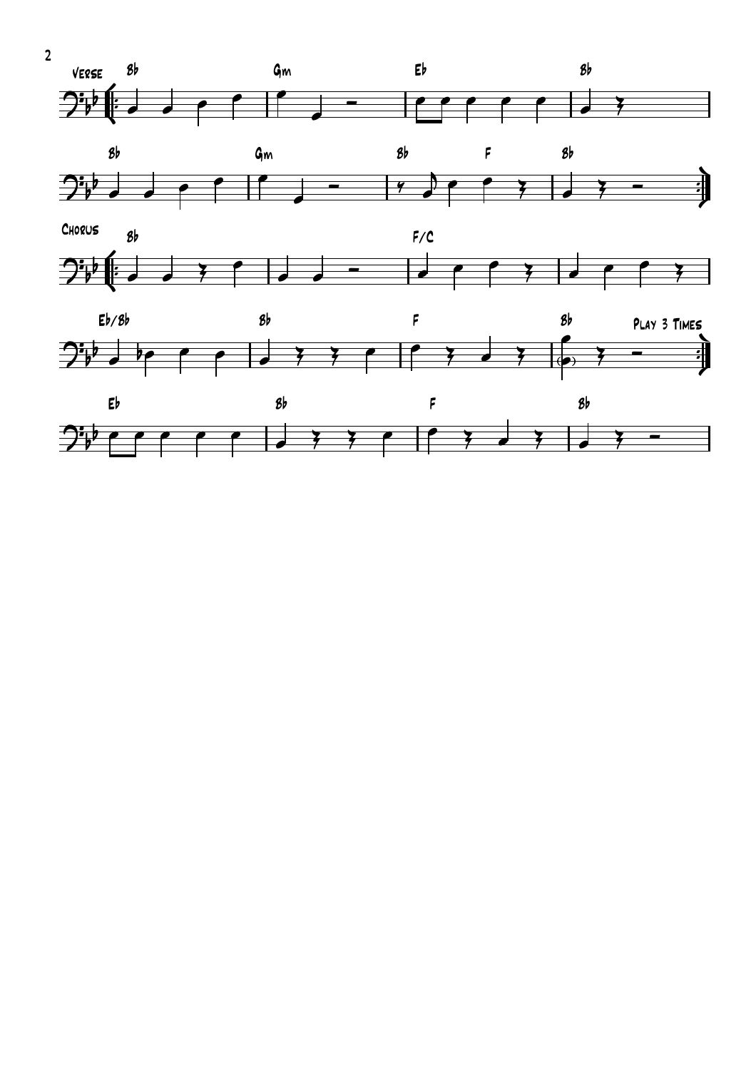Verse

Bb Gm Eb Bb

Bb Gm Bb F Bb

Chorus

Bb F/C

Eb/Bb Bb F Bb

Play 3 Times

Eb Bb F Bb